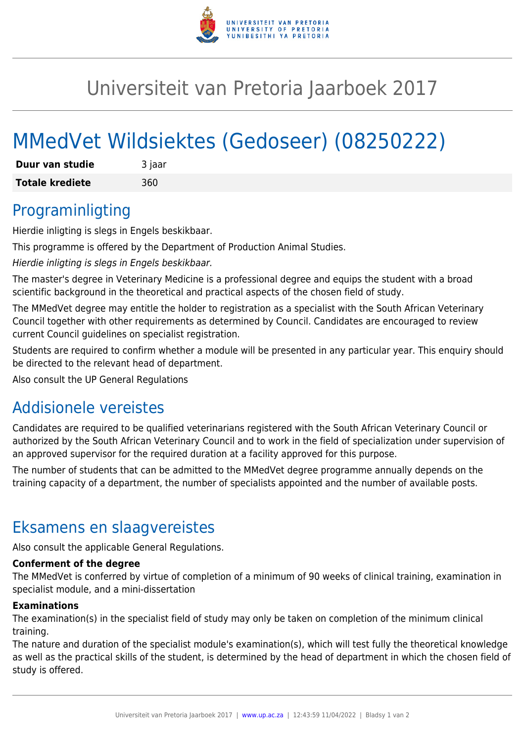# Universiteit van Pretoria Jaarboek 2017

# MMedVet Wildsiektes (Gedoseer) (08250222)

| **Duur van studie** | 3 jaar |
|---|---|
| **Totale krediete** | 360 |

## Programinligting

Hierdie inligting is slegs in Engels beskikbaar.

This programme is offered by the Department of Production Animal Studies.

*Hierdie inligting is slegs in Engels beskikbaar.*

The master's degree in Veterinary Medicine is a professional degree and equips the student with a broad scientific background in the theoretical and practical aspects of the chosen field of study.

The MMedVet degree may entitle the holder to registration as a specialist with the South African Veterinary Council together with other requirements as determined by Council. Candidates are encouraged to review current Council guidelines on specialist registration.

Students are required to confirm whether a module will be presented in any particular year. This enquiry should be directed to the relevant head of department.

Also consult the UP General Regulations

## Addisionele vereistes

Candidates are required to be qualified veterinarians registered with the South African Veterinary Council or authorized by the South African Veterinary Council and to work in the field of specialization under supervision of an approved supervisor for the required duration at a facility approved for this purpose.

The number of students that can be admitted to the MMedVet degree programme annually depends on the training capacity of a department, the number of specialists appointed and the number of available posts.

## Eksamens en slaagvereistes

Also consult the applicable General Regulations.

**Conferment of the degree**

The MMedVet is conferred by virtue of completion of a minimum of 90 weeks of clinical training, examination in specialist module, and a mini-dissertation

**Examinations**

The examination(s) in the specialist field of study may only be taken on completion of the minimum clinical training.

The nature and duration of the specialist module's examination(s), which will test fully the theoretical knowledge as well as the practical skills of the student, is determined by the head of department in which the chosen field of study is offered.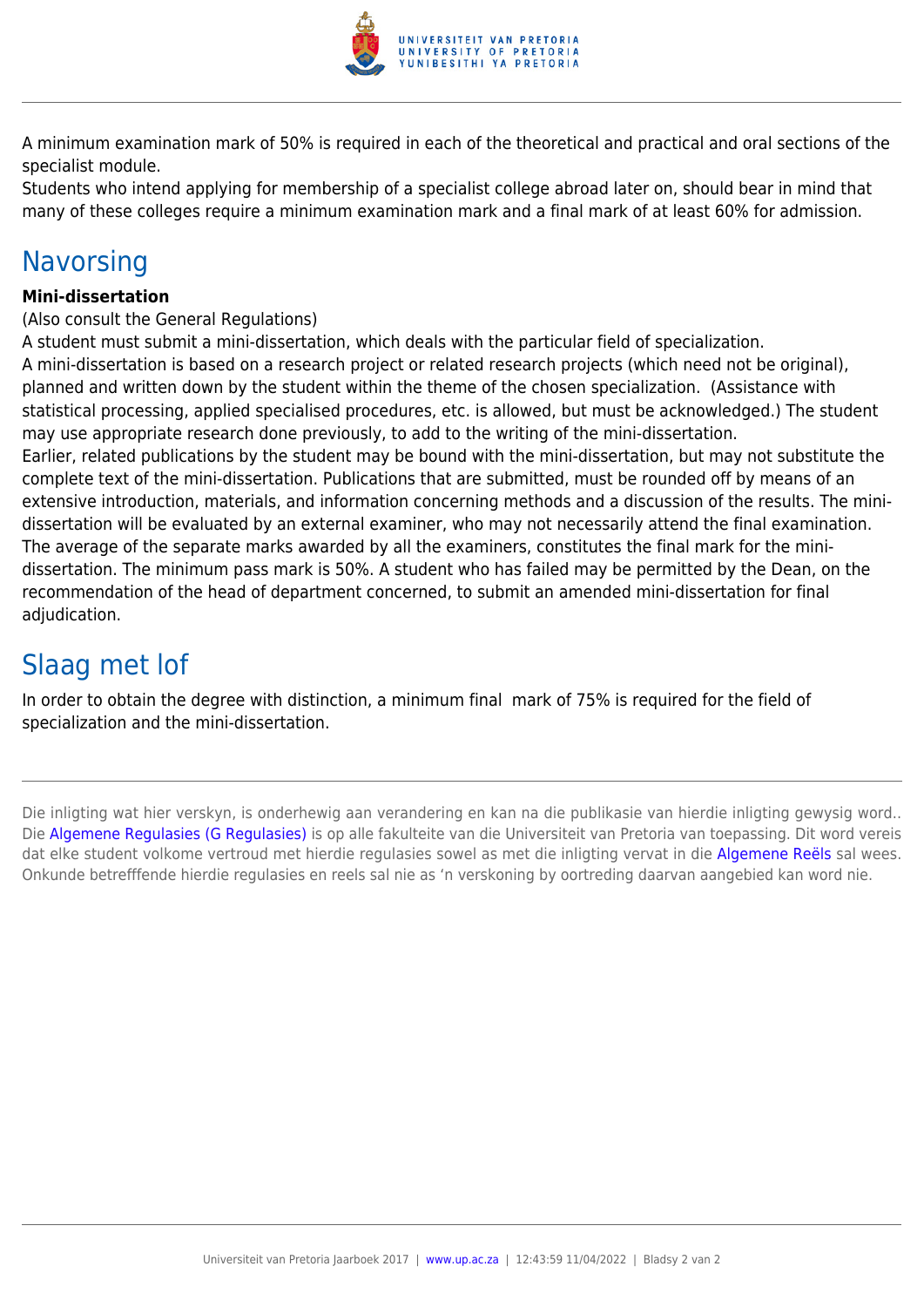A minimum examination mark of 50% is required in each of the theoretical and practical and oral sections of the specialist module.
Students who intend applying for membership of a specialist college abroad later on, should bear in mind that many of these colleges require a minimum examination mark and a final mark of at least 60% for admission.

## Navorsing

**Mini-dissertation**

(Also consult the General Regulations)
A student must submit a mini-dissertation, which deals with the particular field of specialization.
A mini-dissertation is based on a research project or related research projects (which need not be original), planned and written down by the student within the theme of the chosen specialization. (Assistance with statistical processing, applied specialised procedures, etc. is allowed, but must be acknowledged.) The student may use appropriate research done previously, to add to the writing of the mini-dissertation.
Earlier, related publications by the student may be bound with the mini-dissertation, but may not substitute the complete text of the mini-dissertation. Publications that are submitted, must be rounded off by means of an extensive introduction, materials, and information concerning methods and a discussion of the results. The mini-dissertation will be evaluated by an external examiner, who may not necessarily attend the final examination. The average of the separate marks awarded by all the examiners, constitutes the final mark for the mini-dissertation. The minimum pass mark is 50%. A student who has failed may be permitted by the Dean, on the recommendation of the head of department concerned, to submit an amended mini-dissertation for final adjudication.

## Slaag met lof

In order to obtain the degree with distinction, a minimum final mark of 75% is required for the field of specialization and the mini-dissertation.

---

Die inligting wat hier verskyn, is onderhewig aan verandering en kan na die publikasie van hierdie inligting gewysig word.. Die Algemene Regulasies (G Regulasies) is op alle fakulteite van die Universiteit van Pretoria van toepassing. Dit word vereis dat elke student volkome vertroud met hierdie regulasies sowel as met die inligting vervat in die Algemene Reëls sal wees. Onkunde betrefffende hierdie regulasies en reels sal nie as 'n verskoning by oortreding daarvan aangebied kan word nie.